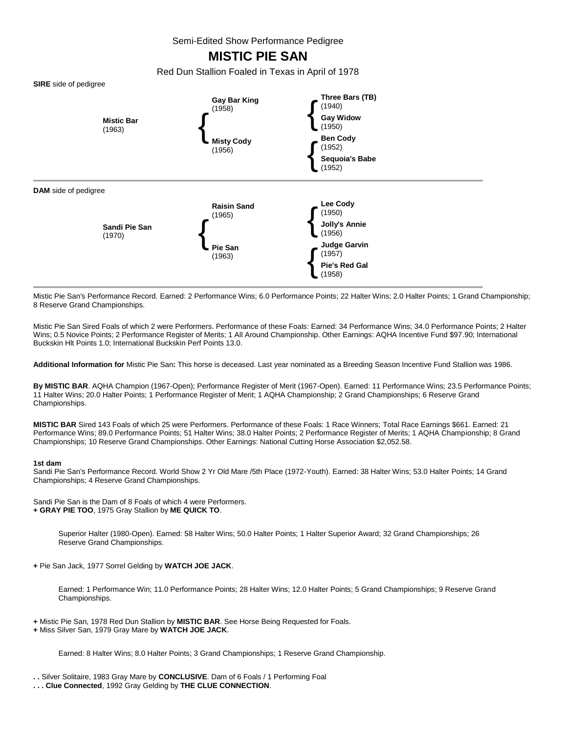Semi-Edited Show Performance Pedigree

# MISTIC PIE SAN

Red Dun Stallion Foaled in Texas in April of 1978

**SIRE** side of pedigree

| | | |
|---|---|---|
| **Mistic Bar** (1963) | **Gay Bar King** (1958) | **Three Bars (TB)** (1940) |
| | | **Gay Widow** (1950) |
| | **Misty Cody** (1956) | **Ben Cody** (1952) |
| | | **Sequoia's Babe** (1952) |

**DAM** side of pedigree

| | | |
|---|---|---|
| **Sandi Pie San** (1970) | **Raisin Sand** (1965) | **Lee Cody** (1950) |
| | | **Jolly's Annie** (1956) |
| | **Pie San** (1963) | **Judge Garvin** (1957) |
| | | **Pie's Red Gal** (1958) |

Mistic Pie San's Performance Record. Earned: 2 Performance Wins; 6.0 Performance Points; 22 Halter Wins; 2.0 Halter Points; 1 Grand Championship; 8 Reserve Grand Championships.

Mistic Pie San Sired Foals of which 2 were Performers. Performance of these Foals: Earned: 34 Performance Wins; 34.0 Performance Points; 2 Halter Wins; 0.5 Novice Points; 2 Performance Register of Merits; 1 All Around Championship. Other Earnings: AQHA Incentive Fund $97.90; International Buckskin Hlt Points 1.0; International Buckskin Perf Points 13.0.

**Additional Information for** Mistic Pie San**:** This horse is deceased. Last year nominated as a Breeding Season Incentive Fund Stallion was 1986.

**By MISTIC BAR**. AQHA Champion (1967-Open); Performance Register of Merit (1967-Open). Earned: 11 Performance Wins; 23.5 Performance Points; 11 Halter Wins; 20.0 Halter Points; 1 Performance Register of Merit; 1 AQHA Championship; 2 Grand Championships; 6 Reserve Grand Championships.

**MISTIC BAR** Sired 143 Foals of which 25 were Performers. Performance of these Foals: 1 Race Winners; Total Race Earnings $661. Earned: 21 Performance Wins; 89.0 Performance Points; 51 Halter Wins; 38.0 Halter Points; 2 Performance Register of Merits; 1 AQHA Championship; 8 Grand Championships; 10 Reserve Grand Championships. Other Earnings: National Cutting Horse Association $2,052.58.

**1st dam**
Sandi Pie San's Performance Record. World Show 2 Yr Old Mare /5th Place (1972-Youth). Earned: 38 Halter Wins; 53.0 Halter Points; 14 Grand Championships; 4 Reserve Grand Championships.

Sandi Pie San is the Dam of 8 Foals of which 4 were Performers.
**+ GRAY PIE TOO**, 1975 Gray Stallion by **ME QUICK TO**.

Superior Halter (1980-Open). Earned: 58 Halter Wins; 50.0 Halter Points; 1 Halter Superior Award; 32 Grand Championships; 26 Reserve Grand Championships.

**+** Pie San Jack, 1977 Sorrel Gelding by **WATCH JOE JACK**.

Earned: 1 Performance Win; 11.0 Performance Points; 28 Halter Wins; 12.0 Halter Points; 5 Grand Championships; 9 Reserve Grand Championships.

**+** Mistic Pie San, 1978 Red Dun Stallion by **MISTIC BAR**. See Horse Being Requested for Foals.
**+** Miss Silver San, 1979 Gray Mare by **WATCH JOE JACK**.

Earned: 8 Halter Wins; 8.0 Halter Points; 3 Grand Championships; 1 Reserve Grand Championship.

**. .** Silver Solitaire, 1983 Gray Mare by **CONCLUSIVE**. Dam of 6 Foals / 1 Performing Foal
**. . . Clue Connected**, 1992 Gray Gelding by **THE CLUE CONNECTION**.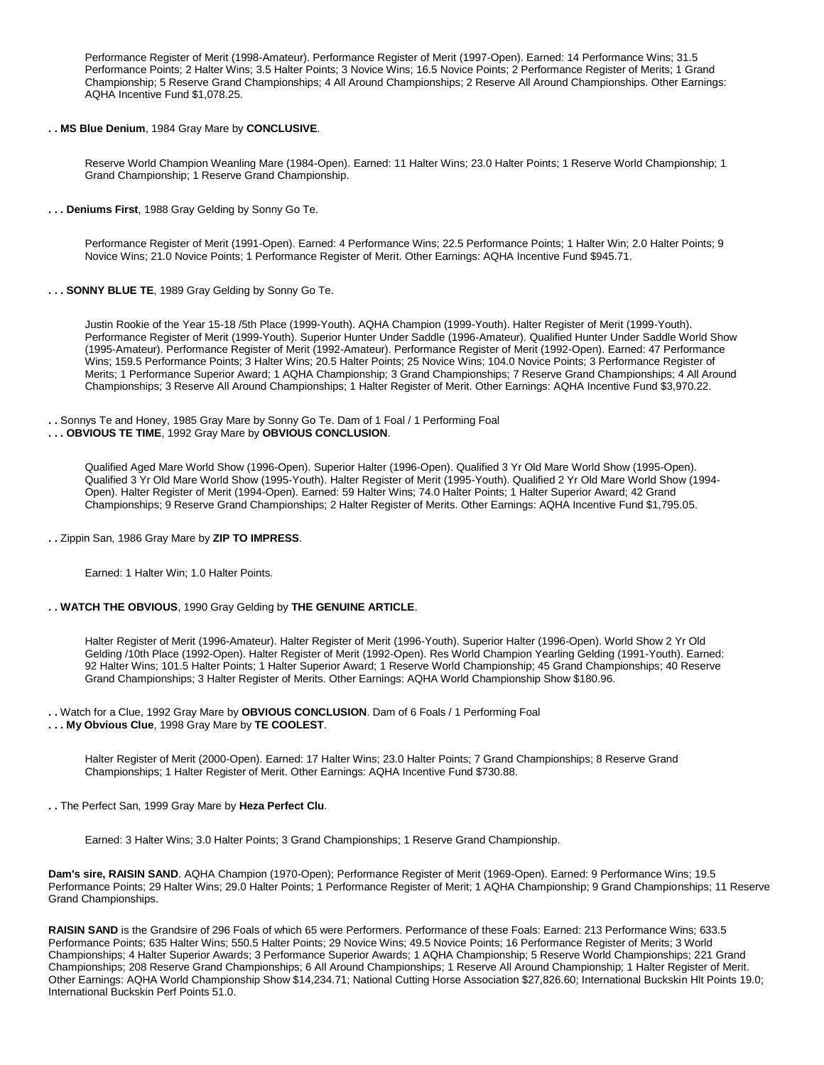Performance Register of Merit (1998-Amateur). Performance Register of Merit (1997-Open). Earned: 14 Performance Wins; 31.5 Performance Points; 2 Halter Wins; 3.5 Halter Points; 3 Novice Wins; 16.5 Novice Points; 2 Performance Register of Merits; 1 Grand Championship; 5 Reserve Grand Championships; 4 All Around Championships; 2 Reserve All Around Championships. Other Earnings: AQHA Incentive Fund $1,078.25.

. . **MS Blue Denium**, 1984 Gray Mare by **CONCLUSIVE**.

Reserve World Champion Weanling Mare (1984-Open). Earned: 11 Halter Wins; 23.0 Halter Points; 1 Reserve World Championship; 1 Grand Championship; 1 Reserve Grand Championship.

. . . **Deniums First**, 1988 Gray Gelding by Sonny Go Te.

Performance Register of Merit (1991-Open). Earned: 4 Performance Wins; 22.5 Performance Points; 1 Halter Win; 2.0 Halter Points; 9 Novice Wins; 21.0 Novice Points; 1 Performance Register of Merit. Other Earnings: AQHA Incentive Fund $945.71.

. . . **SONNY BLUE TE**, 1989 Gray Gelding by Sonny Go Te.

Justin Rookie of the Year 15-18 /5th Place (1999-Youth). AQHA Champion (1999-Youth). Halter Register of Merit (1999-Youth). Performance Register of Merit (1999-Youth). Superior Hunter Under Saddle (1996-Amateur). Qualified Hunter Under Saddle World Show (1995-Amateur). Performance Register of Merit (1992-Amateur). Performance Register of Merit (1992-Open). Earned: 47 Performance Wins; 159.5 Performance Points; 3 Halter Wins; 20.5 Halter Points; 25 Novice Wins; 104.0 Novice Points; 3 Performance Register of Merits; 1 Performance Superior Award; 1 AQHA Championship; 3 Grand Championships; 7 Reserve Grand Championships; 4 All Around Championships; 3 Reserve All Around Championships; 1 Halter Register of Merit. Other Earnings: AQHA Incentive Fund $3,970.22.

. . Sonnys Te and Honey, 1985 Gray Mare by Sonny Go Te. Dam of 1 Foal / 1 Performing Foal
. . . **OBVIOUS TE TIME**, 1992 Gray Mare by **OBVIOUS CONCLUSION**.

Qualified Aged Mare World Show (1996-Open). Superior Halter (1996-Open). Qualified 3 Yr Old Mare World Show (1995-Open). Qualified 3 Yr Old Mare World Show (1995-Youth). Halter Register of Merit (1995-Youth). Qualified 2 Yr Old Mare World Show (1994-Open). Halter Register of Merit (1994-Open). Earned: 59 Halter Wins; 74.0 Halter Points; 1 Halter Superior Award; 42 Grand Championships; 9 Reserve Grand Championships; 2 Halter Register of Merits. Other Earnings: AQHA Incentive Fund $1,795.05.

. . Zippin San, 1986 Gray Mare by **ZIP TO IMPRESS**.

Earned: 1 Halter Win; 1.0 Halter Points.

. . **WATCH THE OBVIOUS**, 1990 Gray Gelding by **THE GENUINE ARTICLE**.

Halter Register of Merit (1996-Amateur). Halter Register of Merit (1996-Youth). Superior Halter (1996-Open). World Show 2 Yr Old Gelding /10th Place (1992-Open). Halter Register of Merit (1992-Open). Res World Champion Yearling Gelding (1991-Youth). Earned: 92 Halter Wins; 101.5 Halter Points; 1 Halter Superior Award; 1 Reserve World Championship; 45 Grand Championships; 40 Reserve Grand Championships; 3 Halter Register of Merits. Other Earnings: AQHA World Championship Show $180.96.

. . Watch for a Clue, 1992 Gray Mare by **OBVIOUS CONCLUSION**. Dam of 6 Foals / 1 Performing Foal
. . . **My Obvious Clue**, 1998 Gray Mare by **TE COOLEST**.

Halter Register of Merit (2000-Open). Earned: 17 Halter Wins; 23.0 Halter Points; 7 Grand Championships; 8 Reserve Grand Championships; 1 Halter Register of Merit. Other Earnings: AQHA Incentive Fund $730.88.

. . The Perfect San, 1999 Gray Mare by **Heza Perfect Clu**.

Earned: 3 Halter Wins; 3.0 Halter Points; 3 Grand Championships; 1 Reserve Grand Championship.

**Dam's sire, RAISIN SAND**. AQHA Champion (1970-Open); Performance Register of Merit (1969-Open). Earned: 9 Performance Wins; 19.5 Performance Points; 29 Halter Wins; 29.0 Halter Points; 1 Performance Register of Merit; 1 AQHA Championship; 9 Grand Championships; 11 Reserve Grand Championships.

**RAISIN SAND** is the Grandsire of 296 Foals of which 65 were Performers. Performance of these Foals: Earned: 213 Performance Wins; 633.5 Performance Points; 635 Halter Wins; 550.5 Halter Points; 29 Novice Wins; 49.5 Novice Points; 16 Performance Register of Merits; 3 World Championships; 4 Halter Superior Awards; 3 Performance Superior Awards; 1 AQHA Championship; 5 Reserve World Championships; 221 Grand Championships; 208 Reserve Grand Championships; 6 All Around Championships; 1 Reserve All Around Championship; 1 Halter Register of Merit. Other Earnings: AQHA World Championship Show $14,234.71; National Cutting Horse Association $27,826.60; International Buckskin Hlt Points 19.0; International Buckskin Perf Points 51.0.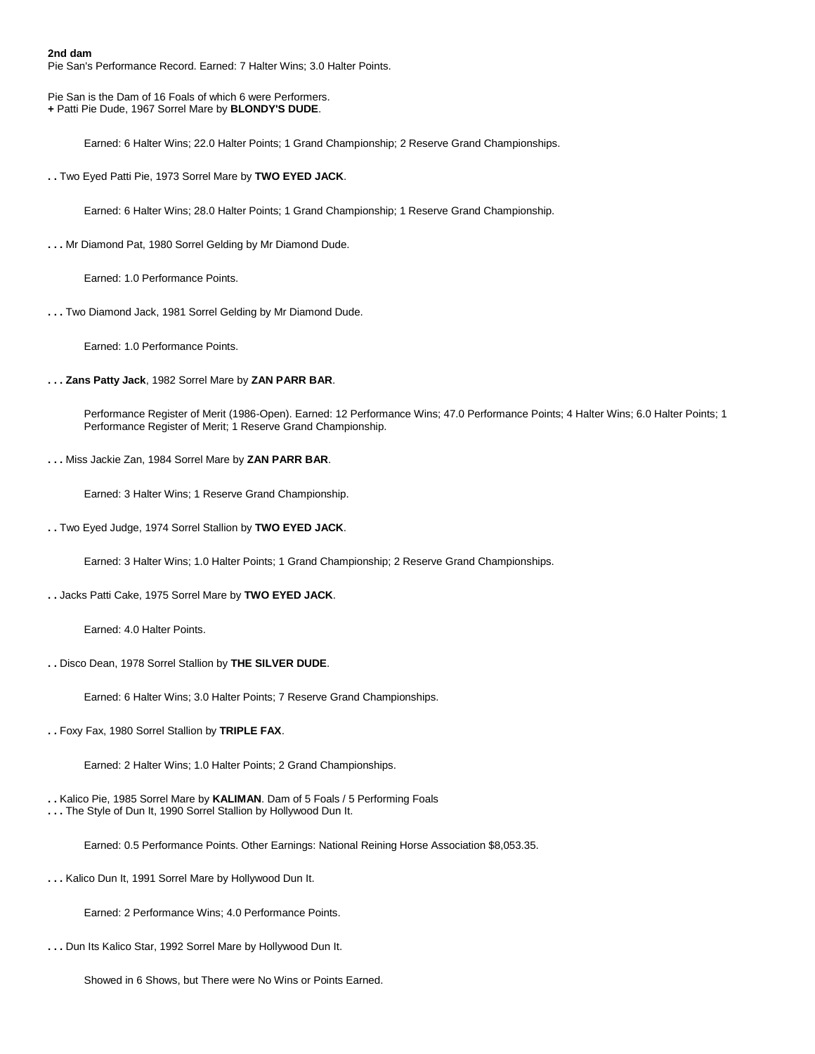**2nd dam**
Pie San's Performance Record. Earned: 7 Halter Wins; 3.0 Halter Points.

Pie San is the Dam of 16 Foals of which 6 were Performers.
**+** Patti Pie Dude, 1967 Sorrel Mare by **BLONDY'S DUDE**.

Earned: 6 Halter Wins; 22.0 Halter Points; 1 Grand Championship; 2 Reserve Grand Championships.

**. .** Two Eyed Patti Pie, 1973 Sorrel Mare by **TWO EYED JACK**.

Earned: 6 Halter Wins; 28.0 Halter Points; 1 Grand Championship; 1 Reserve Grand Championship.

**. . .** Mr Diamond Pat, 1980 Sorrel Gelding by Mr Diamond Dude.

Earned: 1.0 Performance Points.

**. . .** Two Diamond Jack, 1981 Sorrel Gelding by Mr Diamond Dude.

Earned: 1.0 Performance Points.

**. . . Zans Patty Jack**, 1982 Sorrel Mare by **ZAN PARR BAR**.

Performance Register of Merit (1986-Open). Earned: 12 Performance Wins; 47.0 Performance Points; 4 Halter Wins; 6.0 Halter Points; 1 Performance Register of Merit; 1 Reserve Grand Championship.

**. . .** Miss Jackie Zan, 1984 Sorrel Mare by **ZAN PARR BAR**.

Earned: 3 Halter Wins; 1 Reserve Grand Championship.

**. .** Two Eyed Judge, 1974 Sorrel Stallion by **TWO EYED JACK**.

Earned: 3 Halter Wins; 1.0 Halter Points; 1 Grand Championship; 2 Reserve Grand Championships.

**. .** Jacks Patti Cake, 1975 Sorrel Mare by **TWO EYED JACK**.

Earned: 4.0 Halter Points.

**. .** Disco Dean, 1978 Sorrel Stallion by **THE SILVER DUDE**.

Earned: 6 Halter Wins; 3.0 Halter Points; 7 Reserve Grand Championships.

**. .** Foxy Fax, 1980 Sorrel Stallion by **TRIPLE FAX**.

Earned: 2 Halter Wins; 1.0 Halter Points; 2 Grand Championships.

**. .** Kalico Pie, 1985 Sorrel Mare by **KALIMAN**. Dam of 5 Foals / 5 Performing Foals
**. . .** The Style of Dun It, 1990 Sorrel Stallion by Hollywood Dun It.

Earned: 0.5 Performance Points. Other Earnings: National Reining Horse Association $8,053.35.

**. . .** Kalico Dun It, 1991 Sorrel Mare by Hollywood Dun It.

Earned: 2 Performance Wins; 4.0 Performance Points.

**. . .** Dun Its Kalico Star, 1992 Sorrel Mare by Hollywood Dun It.

Showed in 6 Shows, but There were No Wins or Points Earned.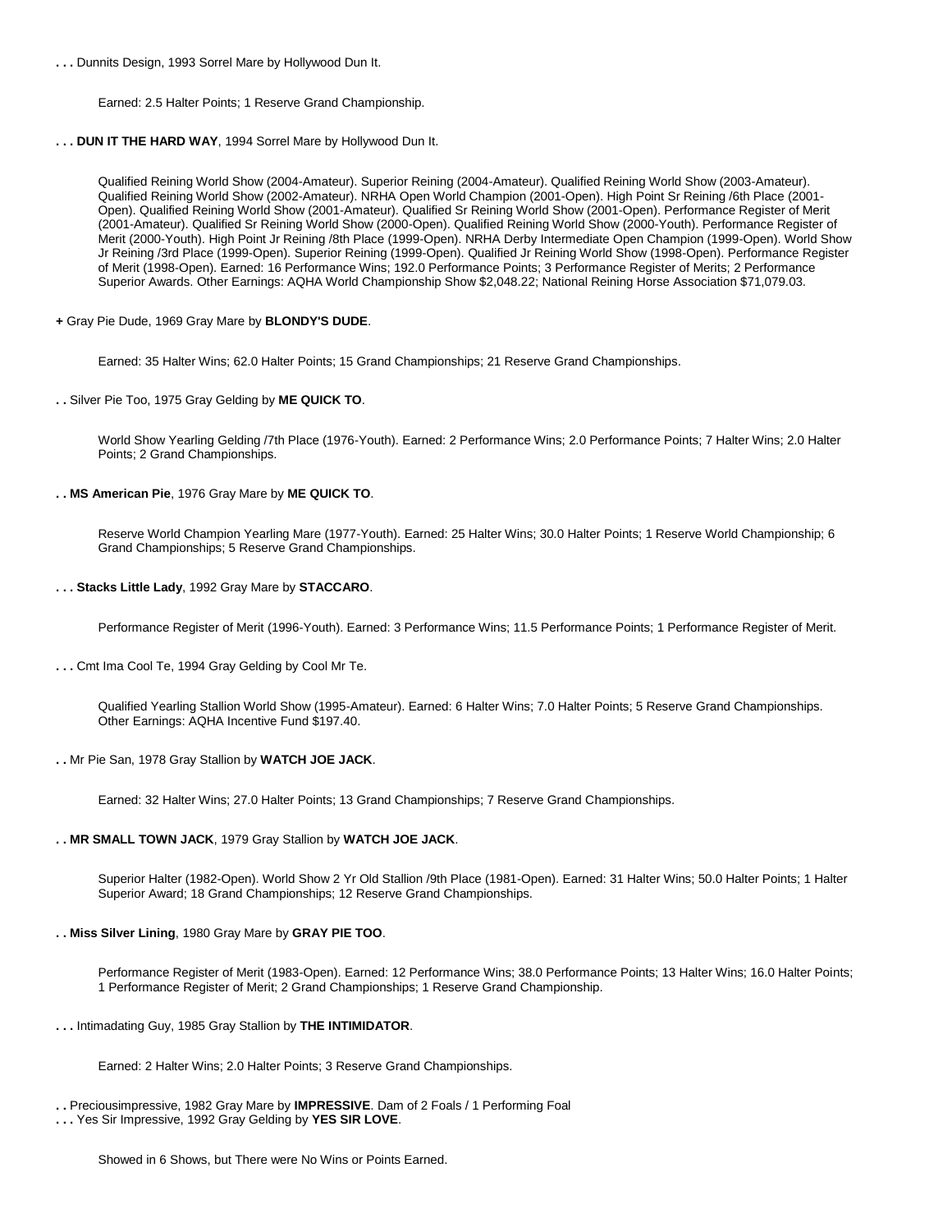**. . .** Dunnits Design, 1993 Sorrel Mare by Hollywood Dun It.

Earned: 2.5 Halter Points; 1 Reserve Grand Championship.

**. . . DUN IT THE HARD WAY**, 1994 Sorrel Mare by Hollywood Dun It.

Qualified Reining World Show (2004-Amateur). Superior Reining (2004-Amateur). Qualified Reining World Show (2003-Amateur). Qualified Reining World Show (2002-Amateur). NRHA Open World Champion (2001-Open). High Point Sr Reining /6th Place (2001-Open). Qualified Reining World Show (2001-Amateur). Qualified Sr Reining World Show (2001-Open). Performance Register of Merit (2001-Amateur). Qualified Sr Reining World Show (2000-Open). Qualified Reining World Show (2000-Youth). Performance Register of Merit (2000-Youth). High Point Jr Reining /8th Place (1999-Open). NRHA Derby Intermediate Open Champion (1999-Open). World Show Jr Reining /3rd Place (1999-Open). Superior Reining (1999-Open). Qualified Jr Reining World Show (1998-Open). Performance Register of Merit (1998-Open). Earned: 16 Performance Wins; 192.0 Performance Points; 3 Performance Register of Merits; 2 Performance Superior Awards. Other Earnings: AQHA World Championship Show $2,048.22; National Reining Horse Association $71,079.03.

**+** Gray Pie Dude, 1969 Gray Mare by **BLONDY'S DUDE**.

Earned: 35 Halter Wins; 62.0 Halter Points; 15 Grand Championships; 21 Reserve Grand Championships.

**. .** Silver Pie Too, 1975 Gray Gelding by **ME QUICK TO**.

World Show Yearling Gelding /7th Place (1976-Youth). Earned: 2 Performance Wins; 2.0 Performance Points; 7 Halter Wins; 2.0 Halter Points; 2 Grand Championships.

**. . MS American Pie**, 1976 Gray Mare by **ME QUICK TO**.

Reserve World Champion Yearling Mare (1977-Youth). Earned: 25 Halter Wins; 30.0 Halter Points; 1 Reserve World Championship; 6 Grand Championships; 5 Reserve Grand Championships.

**. . . Stacks Little Lady**, 1992 Gray Mare by **STACCARO**.

Performance Register of Merit (1996-Youth). Earned: 3 Performance Wins; 11.5 Performance Points; 1 Performance Register of Merit.

**. . .** Cmt Ima Cool Te, 1994 Gray Gelding by Cool Mr Te.

Qualified Yearling Stallion World Show (1995-Amateur). Earned: 6 Halter Wins; 7.0 Halter Points; 5 Reserve Grand Championships. Other Earnings: AQHA Incentive Fund $197.40.

**. .** Mr Pie San, 1978 Gray Stallion by **WATCH JOE JACK**.

Earned: 32 Halter Wins; 27.0 Halter Points; 13 Grand Championships; 7 Reserve Grand Championships.

**. . MR SMALL TOWN JACK**, 1979 Gray Stallion by **WATCH JOE JACK**.

Superior Halter (1982-Open). World Show 2 Yr Old Stallion /9th Place (1981-Open). Earned: 31 Halter Wins; 50.0 Halter Points; 1 Halter Superior Award; 18 Grand Championships; 12 Reserve Grand Championships.

**. . Miss Silver Lining**, 1980 Gray Mare by **GRAY PIE TOO**.

Performance Register of Merit (1983-Open). Earned: 12 Performance Wins; 38.0 Performance Points; 13 Halter Wins; 16.0 Halter Points; 1 Performance Register of Merit; 2 Grand Championships; 1 Reserve Grand Championship.

**. . .** Intimadating Guy, 1985 Gray Stallion by **THE INTIMIDATOR**.

Earned: 2 Halter Wins; 2.0 Halter Points; 3 Reserve Grand Championships.

**. .** Preciousimpressive, 1982 Gray Mare by **IMPRESSIVE**. Dam of 2 Foals / 1 Performing Foal
**. . .** Yes Sir Impressive, 1992 Gray Gelding by **YES SIR LOVE**.

Showed in 6 Shows, but There were No Wins or Points Earned.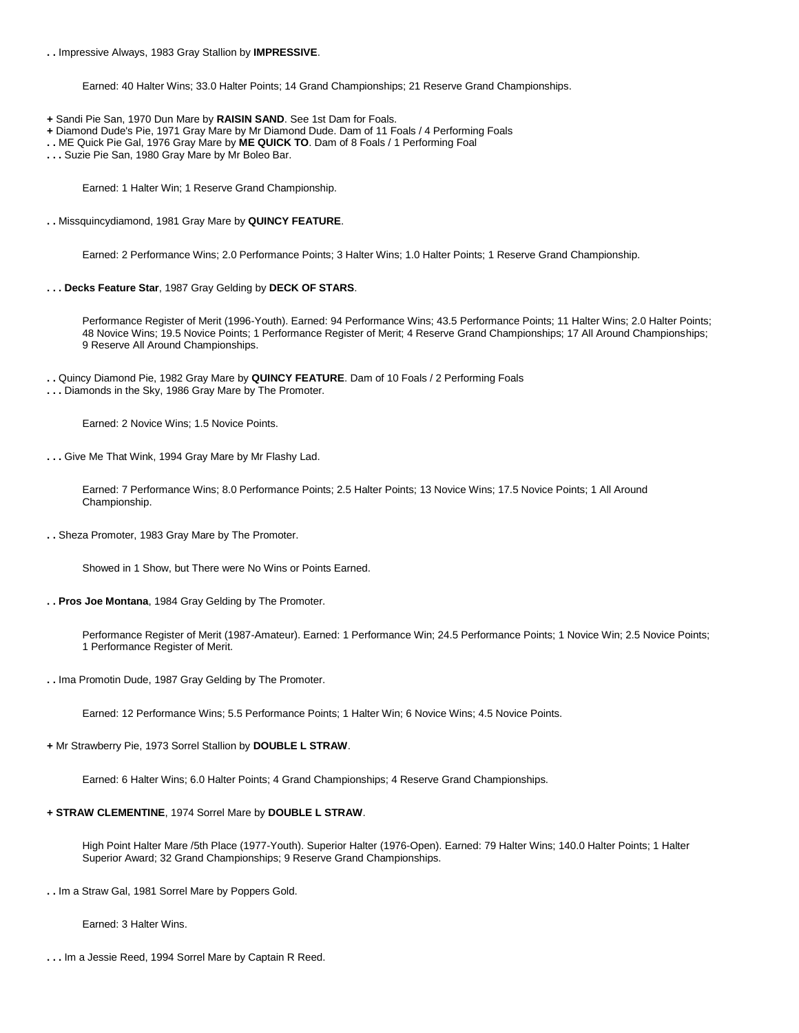**. .** Impressive Always, 1983 Gray Stallion by **IMPRESSIVE**.

Earned: 40 Halter Wins; 33.0 Halter Points; 14 Grand Championships; 21 Reserve Grand Championships.

**+** Sandi Pie San, 1970 Dun Mare by **RAISIN SAND**. See 1st Dam for Foals.
**+** Diamond Dude's Pie, 1971 Gray Mare by Mr Diamond Dude. Dam of 11 Foals / 4 Performing Foals
**. .** ME Quick Pie Gal, 1976 Gray Mare by **ME QUICK TO**. Dam of 8 Foals / 1 Performing Foal
**. . .** Suzie Pie San, 1980 Gray Mare by Mr Boleo Bar.

Earned: 1 Halter Win; 1 Reserve Grand Championship.

**. .** Missquincydiamond, 1981 Gray Mare by **QUINCY FEATURE**.

Earned: 2 Performance Wins; 2.0 Performance Points; 3 Halter Wins; 1.0 Halter Points; 1 Reserve Grand Championship.

**. . . Decks Feature Star**, 1987 Gray Gelding by **DECK OF STARS**.

Performance Register of Merit (1996-Youth). Earned: 94 Performance Wins; 43.5 Performance Points; 11 Halter Wins; 2.0 Halter Points; 48 Novice Wins; 19.5 Novice Points; 1 Performance Register of Merit; 4 Reserve Grand Championships; 17 All Around Championships; 9 Reserve All Around Championships.

**. .** Quincy Diamond Pie, 1982 Gray Mare by **QUINCY FEATURE**. Dam of 10 Foals / 2 Performing Foals
**. . .** Diamonds in the Sky, 1986 Gray Mare by The Promoter.

Earned: 2 Novice Wins; 1.5 Novice Points.

**. . .** Give Me That Wink, 1994 Gray Mare by Mr Flashy Lad.

Earned: 7 Performance Wins; 8.0 Performance Points; 2.5 Halter Points; 13 Novice Wins; 17.5 Novice Points; 1 All Around Championship.

**. .** Sheza Promoter, 1983 Gray Mare by The Promoter.

Showed in 1 Show, but There were No Wins or Points Earned.

**. . Pros Joe Montana**, 1984 Gray Gelding by The Promoter.

Performance Register of Merit (1987-Amateur). Earned: 1 Performance Win; 24.5 Performance Points; 1 Novice Win; 2.5 Novice Points; 1 Performance Register of Merit.

**. .** Ima Promotin Dude, 1987 Gray Gelding by The Promoter.

Earned: 12 Performance Wins; 5.5 Performance Points; 1 Halter Win; 6 Novice Wins; 4.5 Novice Points.

**+** Mr Strawberry Pie, 1973 Sorrel Stallion by **DOUBLE L STRAW**.

Earned: 6 Halter Wins; 6.0 Halter Points; 4 Grand Championships; 4 Reserve Grand Championships.

**+ STRAW CLEMENTINE**, 1974 Sorrel Mare by **DOUBLE L STRAW**.

High Point Halter Mare /5th Place (1977-Youth). Superior Halter (1976-Open). Earned: 79 Halter Wins; 140.0 Halter Points; 1 Halter Superior Award; 32 Grand Championships; 9 Reserve Grand Championships.

**. .** Im a Straw Gal, 1981 Sorrel Mare by Poppers Gold.

Earned: 3 Halter Wins.

**. . .** Im a Jessie Reed, 1994 Sorrel Mare by Captain R Reed.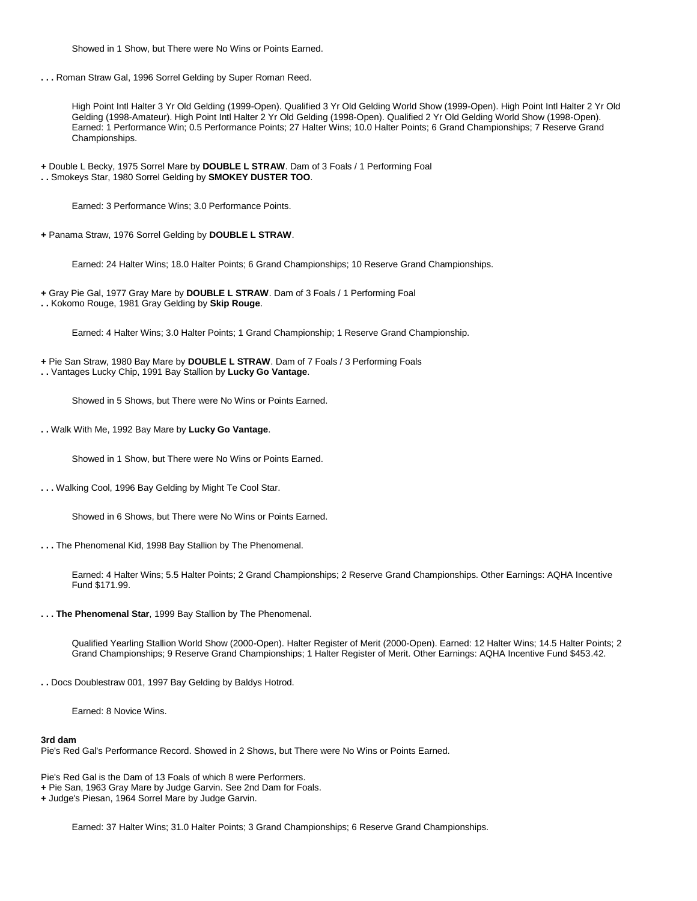Showed in 1 Show, but There were No Wins or Points Earned.

**. . .** Roman Straw Gal, 1996 Sorrel Gelding by Super Roman Reed.

High Point Intl Halter 3 Yr Old Gelding (1999-Open). Qualified 3 Yr Old Gelding World Show (1999-Open). High Point Intl Halter 2 Yr Old Gelding (1998-Amateur). High Point Intl Halter 2 Yr Old Gelding (1998-Open). Qualified 2 Yr Old Gelding World Show (1998-Open). Earned: 1 Performance Win; 0.5 Performance Points; 27 Halter Wins; 10.0 Halter Points; 6 Grand Championships; 7 Reserve Grand Championships.

**+** Double L Becky, 1975 Sorrel Mare by **DOUBLE L STRAW**. Dam of 3 Foals / 1 Performing Foal
**. .** Smokeys Star, 1980 Sorrel Gelding by **SMOKEY DUSTER TOO**.

Earned: 3 Performance Wins; 3.0 Performance Points.

**+** Panama Straw, 1976 Sorrel Gelding by **DOUBLE L STRAW**.

Earned: 24 Halter Wins; 18.0 Halter Points; 6 Grand Championships; 10 Reserve Grand Championships.

**+** Gray Pie Gal, 1977 Gray Mare by **DOUBLE L STRAW**. Dam of 3 Foals / 1 Performing Foal
**. .** Kokomo Rouge, 1981 Gray Gelding by **Skip Rouge**.

Earned: 4 Halter Wins; 3.0 Halter Points; 1 Grand Championship; 1 Reserve Grand Championship.

**+** Pie San Straw, 1980 Bay Mare by **DOUBLE L STRAW**. Dam of 7 Foals / 3 Performing Foals
**. .** Vantages Lucky Chip, 1991 Bay Stallion by **Lucky Go Vantage**.

Showed in 5 Shows, but There were No Wins or Points Earned.

**. .** Walk With Me, 1992 Bay Mare by **Lucky Go Vantage**.

Showed in 1 Show, but There were No Wins or Points Earned.

**. . .** Walking Cool, 1996 Bay Gelding by Might Te Cool Star.

Showed in 6 Shows, but There were No Wins or Points Earned.

**. . .** The Phenomenal Kid, 1998 Bay Stallion by The Phenomenal.

Earned: 4 Halter Wins; 5.5 Halter Points; 2 Grand Championships; 2 Reserve Grand Championships. Other Earnings: AQHA Incentive Fund $171.99.

**. . . The Phenomenal Star**, 1999 Bay Stallion by The Phenomenal.

Qualified Yearling Stallion World Show (2000-Open). Halter Register of Merit (2000-Open). Earned: 12 Halter Wins; 14.5 Halter Points; 2 Grand Championships; 9 Reserve Grand Championships; 1 Halter Register of Merit. Other Earnings: AQHA Incentive Fund $453.42.

**. .** Docs Doublestraw 001, 1997 Bay Gelding by Baldys Hotrod.

Earned: 8 Novice Wins.

**3rd dam**
Pie's Red Gal's Performance Record. Showed in 2 Shows, but There were No Wins or Points Earned.

Pie's Red Gal is the Dam of 13 Foals of which 8 were Performers.
**+** Pie San, 1963 Gray Mare by Judge Garvin. See 2nd Dam for Foals.
**+** Judge's Piesan, 1964 Sorrel Mare by Judge Garvin.

Earned: 37 Halter Wins; 31.0 Halter Points; 3 Grand Championships; 6 Reserve Grand Championships.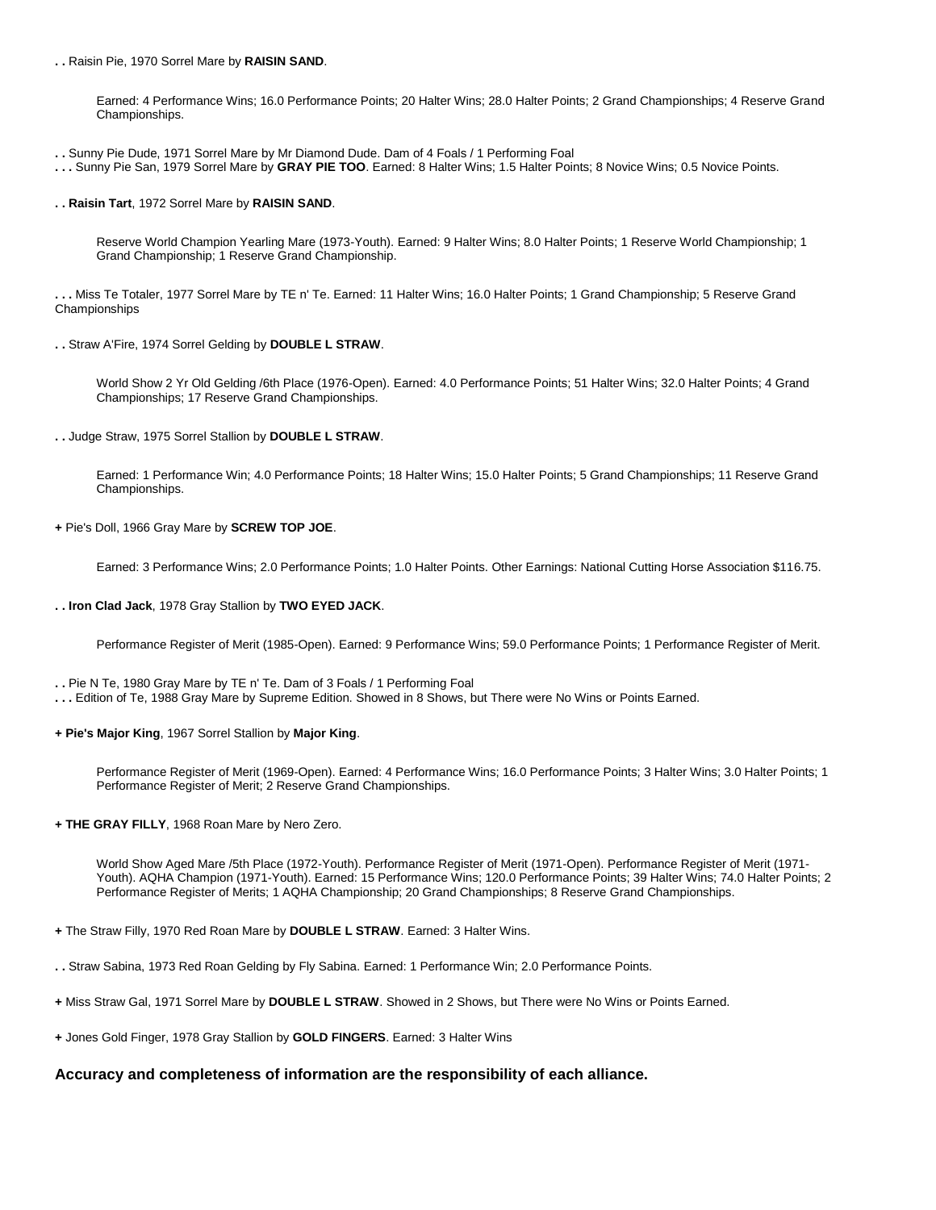**. .** Raisin Pie, 1970 Sorrel Mare by **RAISIN SAND**.

Earned: 4 Performance Wins; 16.0 Performance Points; 20 Halter Wins; 28.0 Halter Points; 2 Grand Championships; 4 Reserve Grand Championships.

**. .** Sunny Pie Dude, 1971 Sorrel Mare by Mr Diamond Dude. Dam of 4 Foals / 1 Performing Foal
**. . .** Sunny Pie San, 1979 Sorrel Mare by **GRAY PIE TOO**. Earned: 8 Halter Wins; 1.5 Halter Points; 8 Novice Wins; 0.5 Novice Points.

**. . Raisin Tart**, 1972 Sorrel Mare by **RAISIN SAND**.

Reserve World Champion Yearling Mare (1973-Youth). Earned: 9 Halter Wins; 8.0 Halter Points; 1 Reserve World Championship; 1 Grand Championship; 1 Reserve Grand Championship.

**. . .** Miss Te Totaler, 1977 Sorrel Mare by TE n' Te. Earned: 11 Halter Wins; 16.0 Halter Points; 1 Grand Championship; 5 Reserve Grand Championships

**. .** Straw A'Fire, 1974 Sorrel Gelding by **DOUBLE L STRAW**.

World Show 2 Yr Old Gelding /6th Place (1976-Open). Earned: 4.0 Performance Points; 51 Halter Wins; 32.0 Halter Points; 4 Grand Championships; 17 Reserve Grand Championships.

**. .** Judge Straw, 1975 Sorrel Stallion by **DOUBLE L STRAW**.

Earned: 1 Performance Win; 4.0 Performance Points; 18 Halter Wins; 15.0 Halter Points; 5 Grand Championships; 11 Reserve Grand Championships.

**+** Pie's Doll, 1966 Gray Mare by **SCREW TOP JOE**.

Earned: 3 Performance Wins; 2.0 Performance Points; 1.0 Halter Points. Other Earnings: National Cutting Horse Association $116.75.

**. . Iron Clad Jack**, 1978 Gray Stallion by **TWO EYED JACK**.

Performance Register of Merit (1985-Open). Earned: 9 Performance Wins; 59.0 Performance Points; 1 Performance Register of Merit.

**. .** Pie N Te, 1980 Gray Mare by TE n' Te. Dam of 3 Foals / 1 Performing Foal
**. . .** Edition of Te, 1988 Gray Mare by Supreme Edition. Showed in 8 Shows, but There were No Wins or Points Earned.

**+ Pie's Major King**, 1967 Sorrel Stallion by **Major King**.

Performance Register of Merit (1969-Open). Earned: 4 Performance Wins; 16.0 Performance Points; 3 Halter Wins; 3.0 Halter Points; 1 Performance Register of Merit; 2 Reserve Grand Championships.

**+ THE GRAY FILLY**, 1968 Roan Mare by Nero Zero.

World Show Aged Mare /5th Place (1972-Youth). Performance Register of Merit (1971-Open). Performance Register of Merit (1971-Youth). AQHA Champion (1971-Youth). Earned: 15 Performance Wins; 120.0 Performance Points; 39 Halter Wins; 74.0 Halter Points; 2 Performance Register of Merits; 1 AQHA Championship; 20 Grand Championships; 8 Reserve Grand Championships.

**+** The Straw Filly, 1970 Red Roan Mare by **DOUBLE L STRAW**. Earned: 3 Halter Wins.

**. .** Straw Sabina, 1973 Red Roan Gelding by Fly Sabina. Earned: 1 Performance Win; 2.0 Performance Points.

**+** Miss Straw Gal, 1971 Sorrel Mare by **DOUBLE L STRAW**. Showed in 2 Shows, but There were No Wins or Points Earned.

**+** Jones Gold Finger, 1978 Gray Stallion by **GOLD FINGERS**. Earned: 3 Halter Wins

**Accuracy and completeness of information are the responsibility of each alliance.**